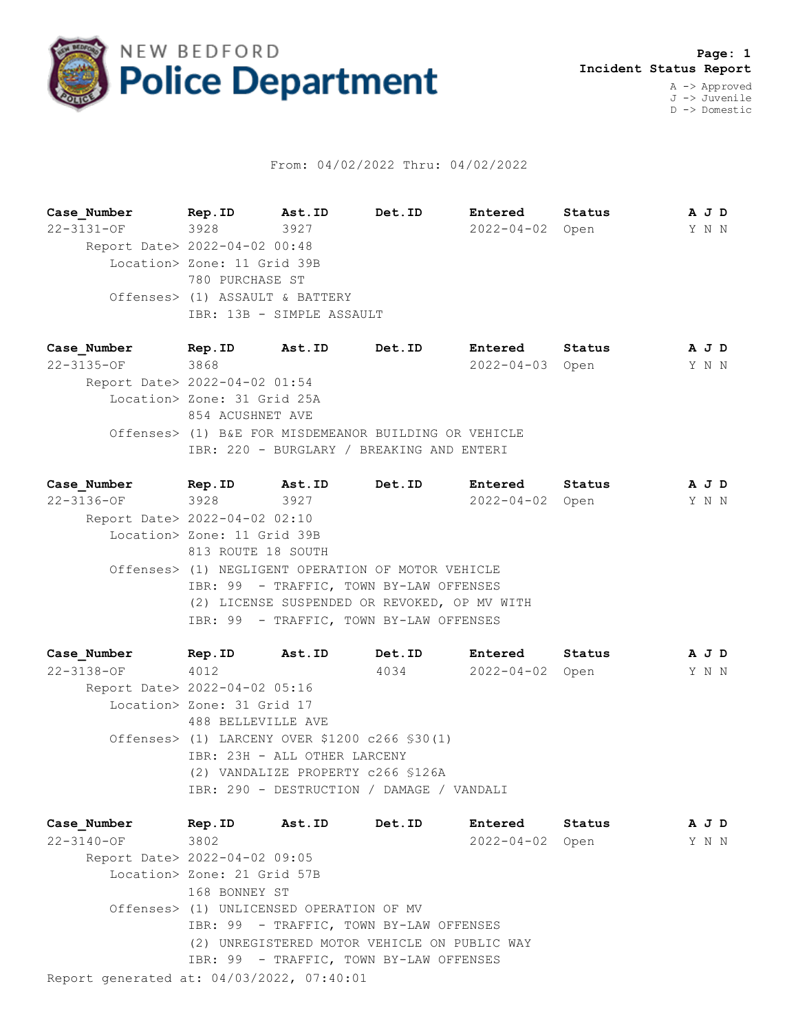# NEW BEDFORD Police Department

**Incident Status Report**

A -> Approved
J -> Juvenile
D -> Domestic

From: 04/02/2022 Thru: 04/02/2022

| Case_Number | Rep.ID | Ast.ID | Det.ID | Entered | Status | A J D |
|---|---|---|---|---|---|---|
| 22-3131-OF | 3928 | 3927 | | 2022-04-02 | Open | Y N N |

Report Date> 2022-04-02 00:48
Location> Zone: 11 Grid 39B
780 PURCHASE ST
Offenses> (1) ASSAULT & BATTERY
IBR: 13B - SIMPLE ASSAULT

| Case_Number | Rep.ID | Ast.ID | Det.ID | Entered | Status | A J D |
|---|---|---|---|---|---|---|
| 22-3135-OF | 3868 | | | 2022-04-03 | Open | Y N N |

Report Date> 2022-04-02 01:54
Location> Zone: 31 Grid 25A
854 ACUSHNET AVE
Offenses> (1) B&E FOR MISDEMEANOR BUILDING OR VEHICLE
IBR: 220 - BURGLARY / BREAKING AND ENTERI

| Case_Number | Rep.ID | Ast.ID | Det.ID | Entered | Status | A J D |
|---|---|---|---|---|---|---|
| 22-3136-OF | 3928 | 3927 | | 2022-04-02 | Open | Y N N |

Report Date> 2022-04-02 02:10
Location> Zone: 11 Grid 39B
813 ROUTE 18 SOUTH
Offenses> (1) NEGLIGENT OPERATION OF MOTOR VEHICLE
IBR: 99 - TRAFFIC, TOWN BY-LAW OFFENSES
(2) LICENSE SUSPENDED OR REVOKED, OP MV WITH
IBR: 99 - TRAFFIC, TOWN BY-LAW OFFENSES

| Case_Number | Rep.ID | Ast.ID | Det.ID | Entered | Status | A J D |
|---|---|---|---|---|---|---|
| 22-3138-OF | 4012 | | 4034 | 2022-04-02 | Open | Y N N |

Report Date> 2022-04-02 05:16
Location> Zone: 31 Grid 17
488 BELLEVILLE AVE
Offenses> (1) LARCENY OVER $1200 c266 §30(1)
IBR: 23H - ALL OTHER LARCENY
(2) VANDALIZE PROPERTY c266 §126A
IBR: 290 - DESTRUCTION / DAMAGE / VANDALI

| Case_Number | Rep.ID | Ast.ID | Det.ID | Entered | Status | A J D |
|---|---|---|---|---|---|---|
| 22-3140-OF | 3802 | | | 2022-04-02 | Open | Y N N |

Report Date> 2022-04-02 09:05
Location> Zone: 21 Grid 57B
168 BONNEY ST
Offenses> (1) UNLICENSED OPERATION OF MV
IBR: 99 - TRAFFIC, TOWN BY-LAW OFFENSES
(2) UNREGISTERED MOTOR VEHICLE ON PUBLIC WAY
IBR: 99 - TRAFFIC, TOWN BY-LAW OFFENSES

Report generated at: 04/03/2022, 07:40:01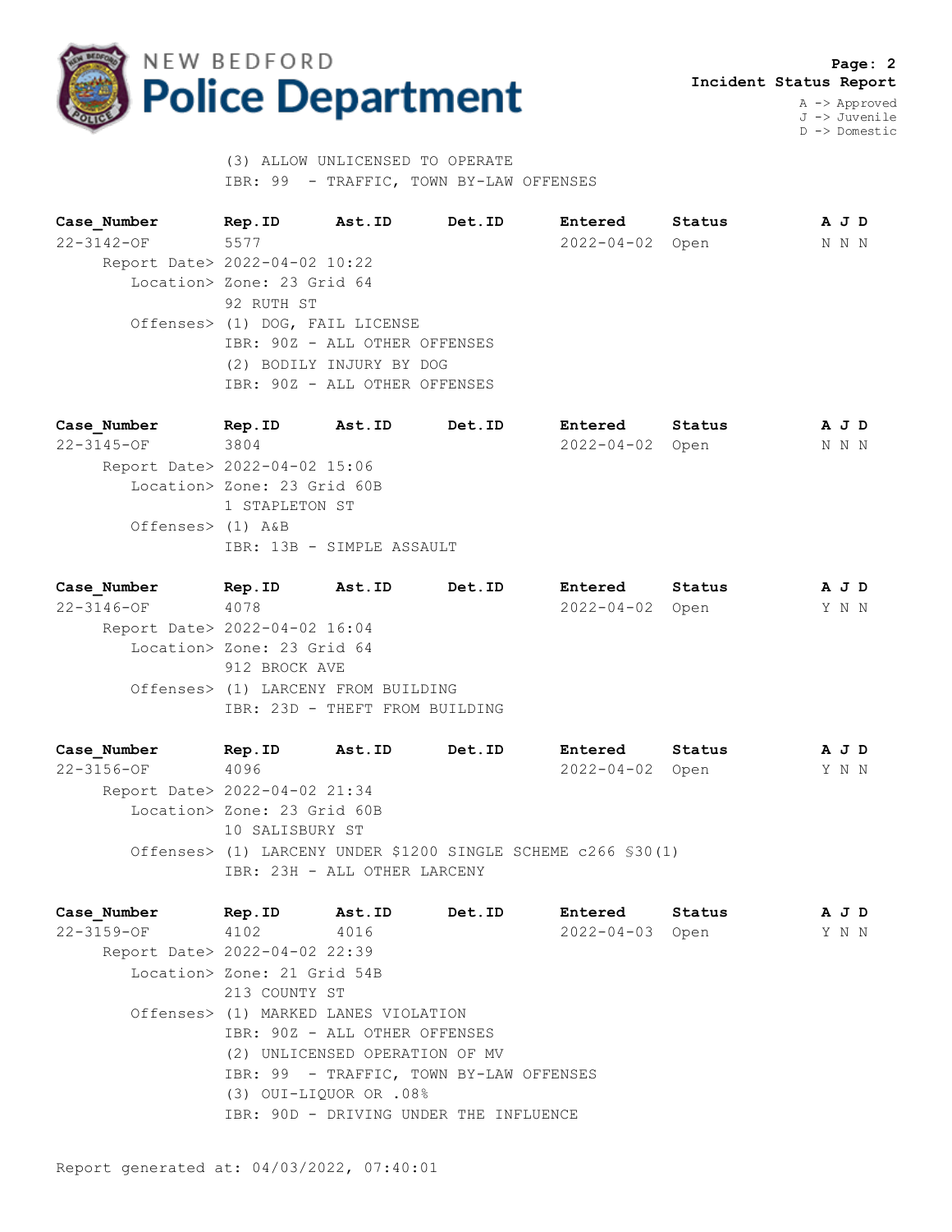(3) ALLOW UNLICENSED TO OPERATE
IBR: 99 - TRAFFIC, TOWN BY-LAW OFFENSES

| Case_Number | Rep.ID | Ast.ID | Det.ID | Entered | Status | A J D |
|---|---|---|---|---|---|---|
| 22-3142-OF | 5577 | | | 2022-04-02 | Open | N N N |

Report Date> 2022-04-02 10:22
Location> Zone: 23 Grid 64
92 RUTH ST
Offenses> (1) DOG, FAIL LICENSE
IBR: 90Z - ALL OTHER OFFENSES
(2) BODILY INJURY BY DOG
IBR: 90Z - ALL OTHER OFFENSES

| Case_Number | Rep.ID | Ast.ID | Det.ID | Entered | Status | A J D |
|---|---|---|---|---|---|---|
| 22-3145-OF | 3804 | | | 2022-04-02 | Open | N N N |

Report Date> 2022-04-02 15:06
Location> Zone: 23 Grid 60B
1 STAPLETON ST
Offenses> (1) A&B
IBR: 13B - SIMPLE ASSAULT

| Case_Number | Rep.ID | Ast.ID | Det.ID | Entered | Status | A J D |
|---|---|---|---|---|---|---|
| 22-3146-OF | 4078 | | | 2022-04-02 | Open | Y N N |

Report Date> 2022-04-02 16:04
Location> Zone: 23 Grid 64
912 BROCK AVE
Offenses> (1) LARCENY FROM BUILDING
IBR: 23D - THEFT FROM BUILDING

| Case_Number | Rep.ID | Ast.ID | Det.ID | Entered | Status | A J D |
|---|---|---|---|---|---|---|
| 22-3156-OF | 4096 | | | 2022-04-02 | Open | Y N N |

Report Date> 2022-04-02 21:34
Location> Zone: 23 Grid 60B
10 SALISBURY ST
Offenses> (1) LARCENY UNDER $1200 SINGLE SCHEME c266 §30(1)
IBR: 23H - ALL OTHER LARCENY

| Case_Number | Rep.ID | Ast.ID | Det.ID | Entered | Status | A J D |
|---|---|---|---|---|---|---|
| 22-3159-OF | 4102 | 4016 | | 2022-04-03 | Open | Y N N |

Report Date> 2022-04-02 22:39
Location> Zone: 21 Grid 54B
213 COUNTY ST
Offenses> (1) MARKED LANES VIOLATION
IBR: 90Z - ALL OTHER OFFENSES
(2) UNLICENSED OPERATION OF MV
IBR: 99 - TRAFFIC, TOWN BY-LAW OFFENSES
(3) OUI-LIQUOR OR .08%
IBR: 90D - DRIVING UNDER THE INFLUENCE